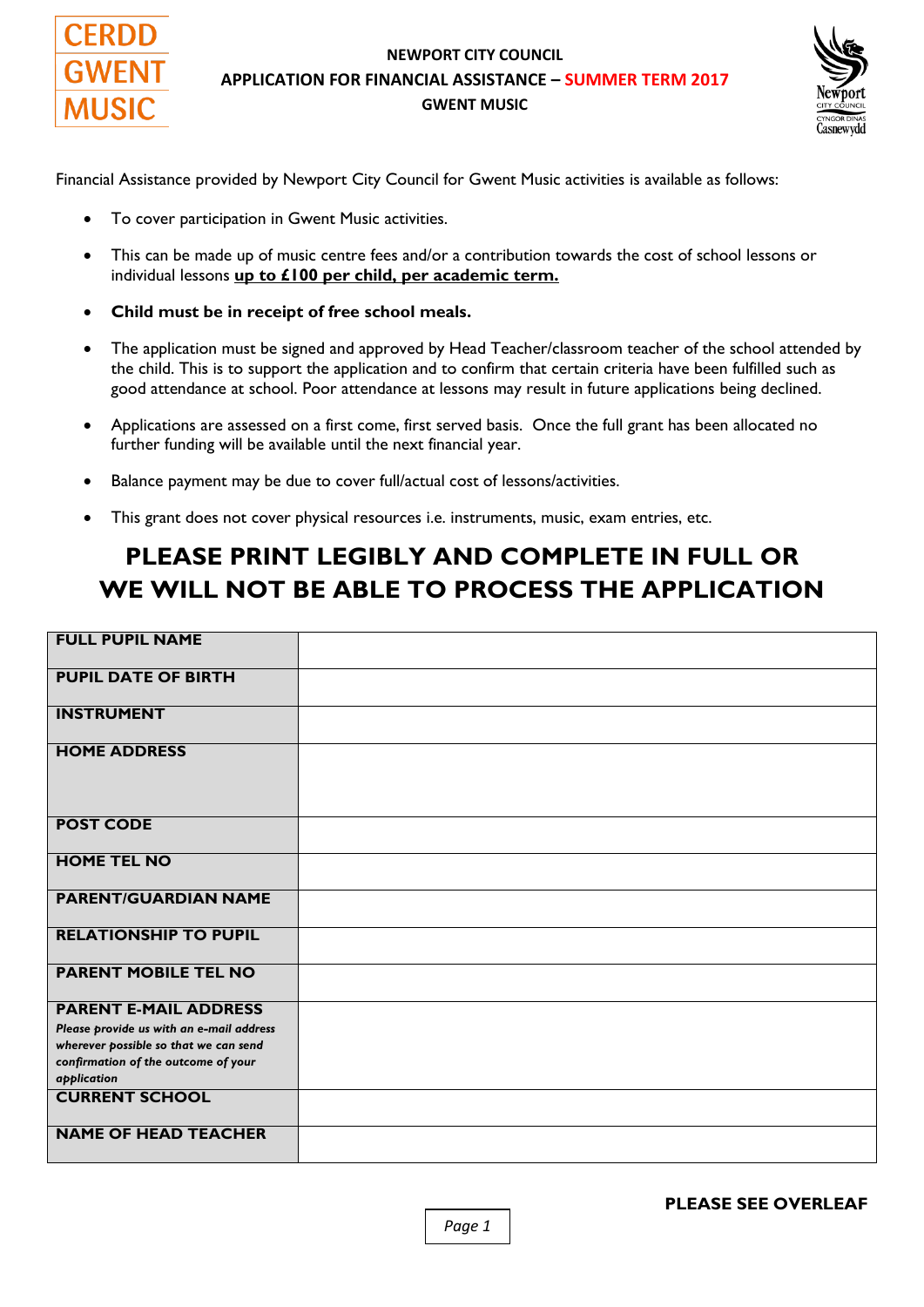CERDD
GWENT
MUSIC

**NEWPORT CITY COUNCIL**

**APPLICATION FOR FINANCIAL ASSISTANCE – SUMMER TERM 2017**

**GWENT MUSIC**

Newport
CITY COUNCIL
CYNGOR DINAS
Casnewydd

Financial Assistance provided by Newport City Council for Gwent Music activities is available as follows:

- To cover participation in Gwent Music activities.
- This can be made up of music centre fees and/or a contribution towards the cost of school lessons or individual lessons **up to £100 per child, per academic term.**
- **Child must be in receipt of free school meals.**
- The application must be signed and approved by Head Teacher/classroom teacher of the school attended by the child. This is to support the application and to confirm that certain criteria have been fulfilled such as good attendance at school. Poor attendance at lessons may result in future applications being declined.
- Applications are assessed on a first come, first served basis. Once the full grant has been allocated no further funding will be available until the next financial year.
- Balance payment may be due to cover full/actual cost of lessons/activities.
- This grant does not cover physical resources i.e. instruments, music, exam entries, etc.

## PLEASE PRINT LEGIBLY AND COMPLETE IN FULL OR WE WILL NOT BE ABLE TO PROCESS THE APPLICATION

| | |
|---|---|
| **FULL PUPIL NAME** | |
| **PUPIL DATE OF BIRTH** | |
| **INSTRUMENT** | |
| **HOME ADDRESS** | |
| **POST CODE** | |
| **HOME TEL NO** | |
| **PARENT/GUARDIAN NAME** | |
| **RELATIONSHIP TO PUPIL** | |
| **PARENT MOBILE TEL NO** | |
| **PARENT E-MAIL ADDRESS** *Please provide us with an e-mail address wherever possible so that we can send confirmation of the outcome of your application* | |
| **CURRENT SCHOOL** | |
| **NAME OF HEAD TEACHER** | |

**PLEASE SEE OVERLEAF**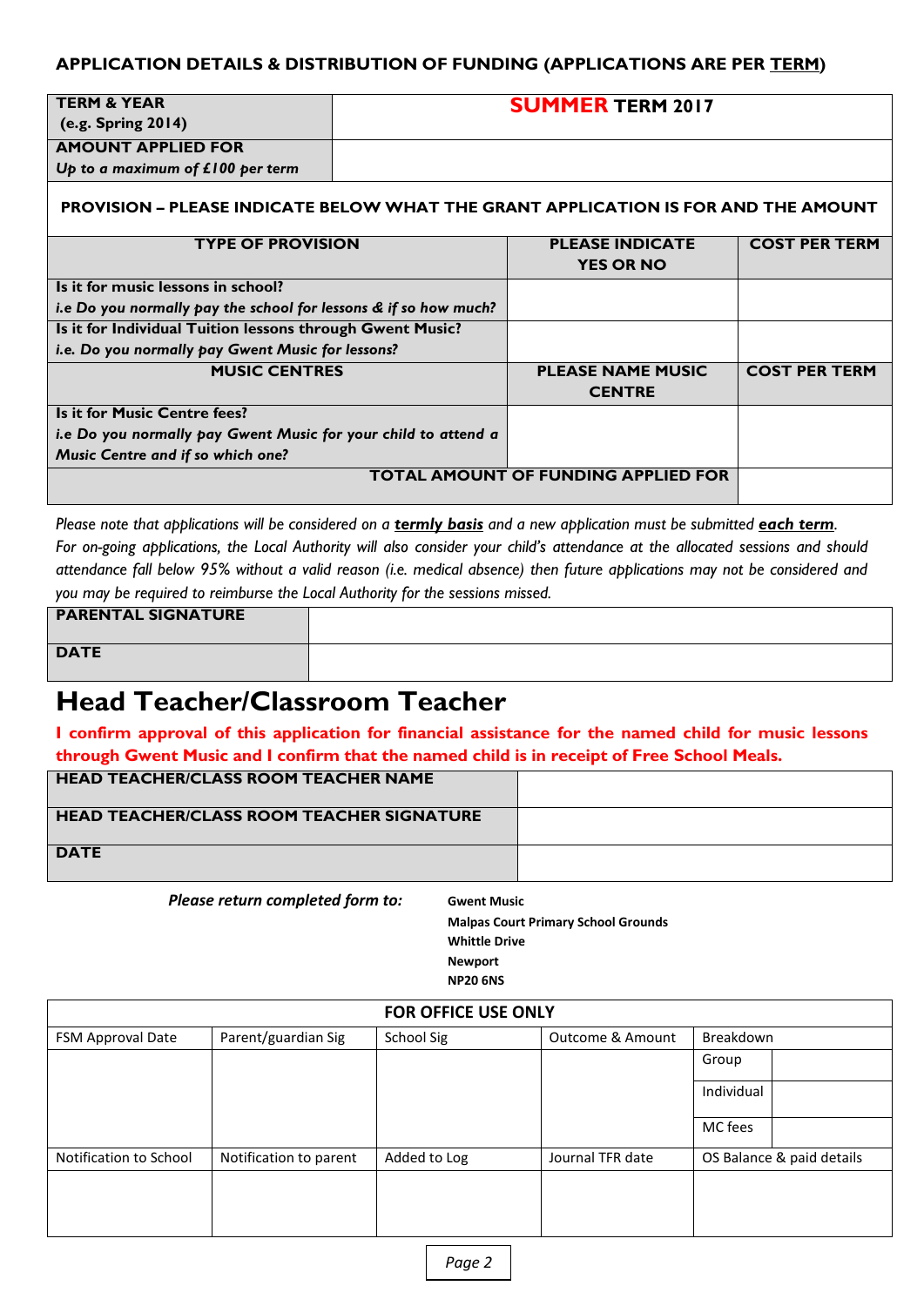**APPLICATION DETAILS & DISTRIBUTION OF FUNDING (APPLICATIONS ARE PER TERM)**

| | |
|---|---|
| **TERM & YEAR** (e.g. Spring 2014) | **SUMMER TERM 2017** |
| **AMOUNT APPLIED FOR** *Up to a maximum of £100 per term* | |

**PROVISION – PLEASE INDICATE BELOW WHAT THE GRANT APPLICATION IS FOR AND THE AMOUNT**

| TYPE OF PROVISION | PLEASE INDICATE YES OR NO | COST PER TERM |
|---|---|---|
| **Is it for music lessons in school?** *i.e Do you normally pay the school for lessons & if so how much?* | | |
| **Is it for Individual Tuition lessons through Gwent Music?** *i.e. Do you normally pay Gwent Music for lessons?* | | |
| **MUSIC CENTRES** | **PLEASE NAME MUSIC CENTRE** | **COST PER TERM** |
| **Is it for Music Centre fees?** *i.e Do you normally pay Gwent Music for your child to attend a Music Centre and if so which one?* | | |
| **TOTAL AMOUNT OF FUNDING APPLIED FOR** | | |

*Please note that applications will be considered on a* ***termly basis*** *and a new application must be submitted* ***each term****.*
*For on-going applications, the Local Authority will also consider your child's attendance at the allocated sessions and should attendance fall below 95% without a valid reason (i.e. medical absence) then future applications may not be considered and you may be required to reimburse the Local Authority for the sessions missed.*

| | |
|---|---|
| **PARENTAL SIGNATURE** | |
| **DATE** | |

# Head Teacher/Classroom Teacher

**I confirm approval of this application for financial assistance for the named child for music lessons through Gwent Music and I confirm that the named child is in receipt of Free School Meals.**

| | |
|---|---|
| **HEAD TEACHER/CLASS ROOM TEACHER NAME** | |
| **HEAD TEACHER/CLASS ROOM TEACHER SIGNATURE** | |
| **DATE** | |

***Please return completed form to:***

**Gwent Music**
**Malpas Court Primary School Grounds**
**Whittle Drive**
**Newport**
**NP20 6NS**

**FOR OFFICE USE ONLY**

| FSM Approval Date | Parent/guardian Sig | School Sig | Outcome & Amount | Breakdown | |
|---|---|---|---|---|---|
| | | | | Group | |
| | | | | Individual | |
| | | | | MC fees | |
| Notification to School | Notification to parent | Added to Log | Journal TFR date | OS Balance & paid details | |
| | | | | | |